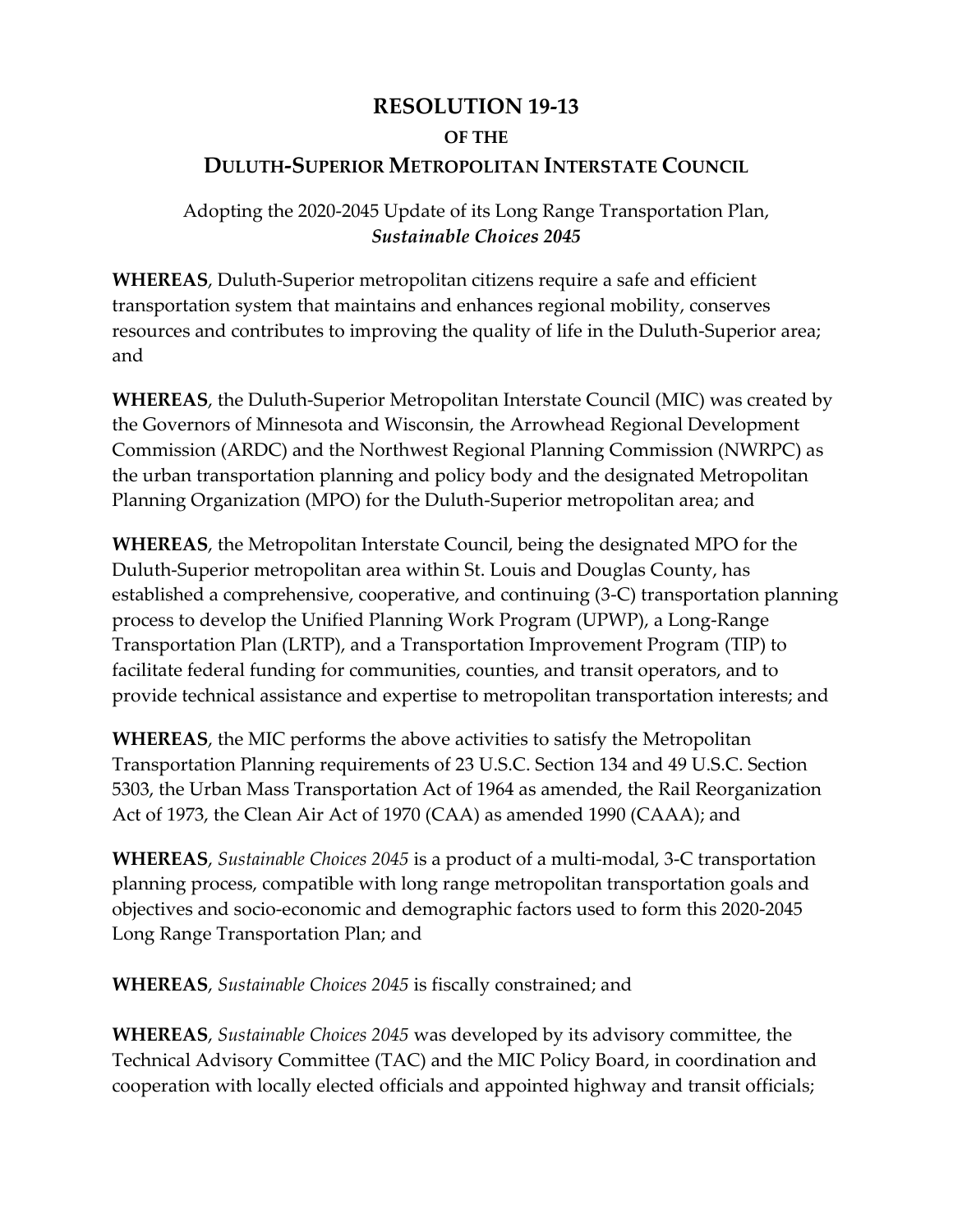# RESOLUTION 19-13

## OF THE

## DULUTH-SUPERIOR METROPOLITAN INTERSTATE COUNCIL

Adopting the 2020-2045 Update of its Long Range Transportation Plan, ***Sustainable Choices 2045***

**WHEREAS**, Duluth-Superior metropolitan citizens require a safe and efficient transportation system that maintains and enhances regional mobility, conserves resources and contributes to improving the quality of life in the Duluth-Superior area; and

**WHEREAS**, the Duluth-Superior Metropolitan Interstate Council (MIC) was created by the Governors of Minnesota and Wisconsin, the Arrowhead Regional Development Commission (ARDC) and the Northwest Regional Planning Commission (NWRPC) as the urban transportation planning and policy body and the designated Metropolitan Planning Organization (MPO) for the Duluth-Superior metropolitan area; and

**WHEREAS**, the Metropolitan Interstate Council, being the designated MPO for the Duluth-Superior metropolitan area within St. Louis and Douglas County, has established a comprehensive, cooperative, and continuing (3-C) transportation planning process to develop the Unified Planning Work Program (UPWP), a Long-Range Transportation Plan (LRTP), and a Transportation Improvement Program (TIP) to facilitate federal funding for communities, counties, and transit operators, and to provide technical assistance and expertise to metropolitan transportation interests; and

**WHEREAS**, the MIC performs the above activities to satisfy the Metropolitan Transportation Planning requirements of 23 U.S.C. Section 134 and 49 U.S.C. Section 5303, the Urban Mass Transportation Act of 1964 as amended, the Rail Reorganization Act of 1973, the Clean Air Act of 1970 (CAA) as amended 1990 (CAAA); and

**WHEREAS**, *Sustainable Choices 2045* is a product of a multi-modal, 3-C transportation planning process, compatible with long range metropolitan transportation goals and objectives and socio-economic and demographic factors used to form this 2020-2045 Long Range Transportation Plan; and

**WHEREAS**, *Sustainable Choices 2045* is fiscally constrained; and

**WHEREAS**, *Sustainable Choices 2045* was developed by its advisory committee, the Technical Advisory Committee (TAC) and the MIC Policy Board, in coordination and cooperation with locally elected officials and appointed highway and transit officials;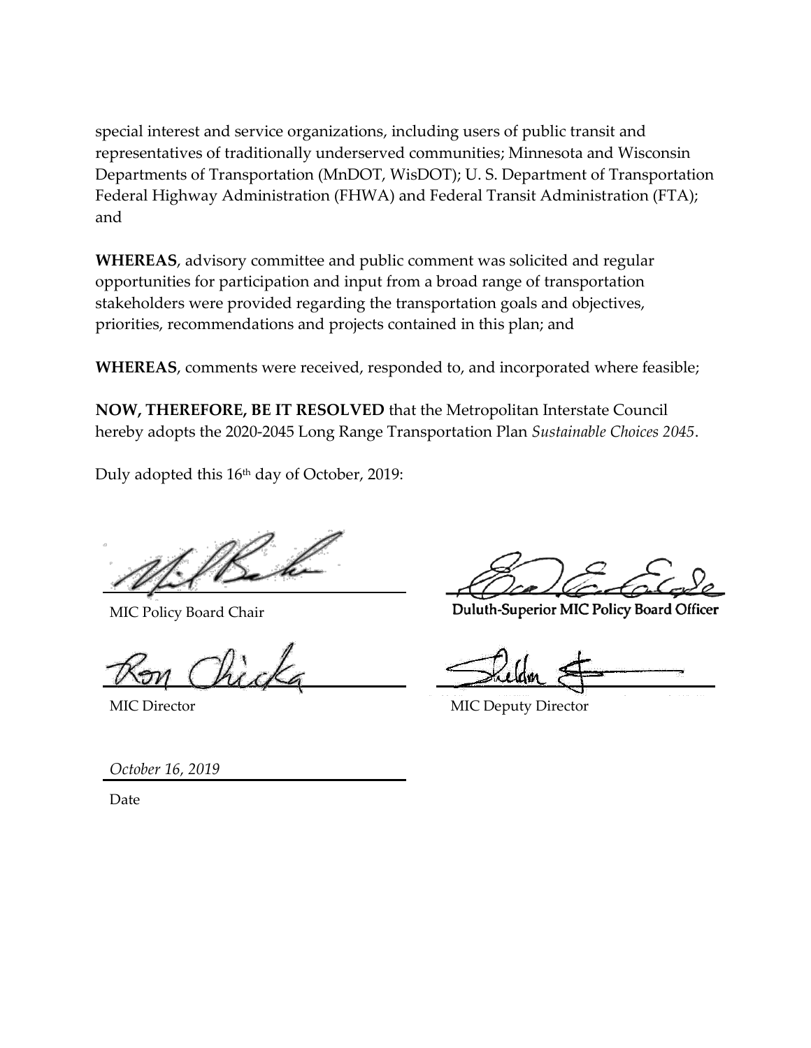special interest and service organizations, including users of public transit and representatives of traditionally underserved communities; Minnesota and Wisconsin Departments of Transportation (MnDOT, WisDOT); U. S. Department of Transportation Federal Highway Administration (FHWA) and Federal Transit Administration (FTA); and

**WHEREAS**, advisory committee and public comment was solicited and regular opportunities for participation and input from a broad range of transportation stakeholders were provided regarding the transportation goals and objectives, priorities, recommendations and projects contained in this plan; and

**WHEREAS**, comments were received, responded to, and incorporated where feasible;

**NOW, THEREFORE, BE IT RESOLVED** that the Metropolitan Interstate Council hereby adopts the 2020-2045 Long Range Transportation Plan *Sustainable Choices 2045*.

Duly adopted this 16th day of October, 2019:

MIC Policy Board Chair

**Duluth-Superior MIC Policy Board Officer**

MIC Director

MIC Deputy Director

*October 16, 2019*

Date